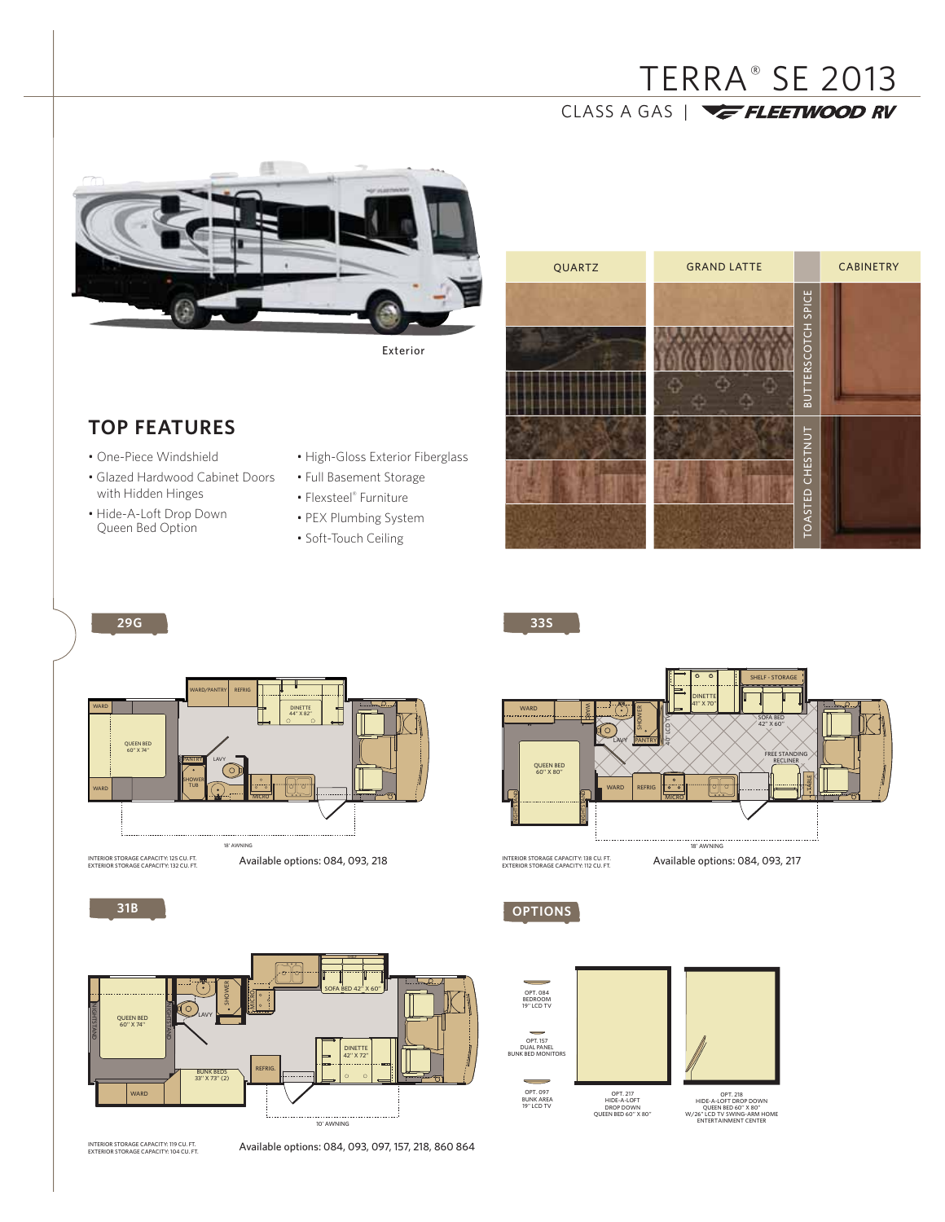# TERRA® SE 2013

CLASS A GAS | FLEETWOOD RV

Exterior

| QUARTZ | GRAND LATTE | | CABINETRY |
|---|---|---|---|
| | | BUTTERSCOTCH SPICE | |
| | | TOASTED CHESTNUT | |

## TOP FEATURES

- One-Piece Windshield
- Glazed Hardwood Cabinet Doors with Hidden Hinges
- Hide-A-Loft Drop Down Queen Bed Option
- High-Gloss Exterior Fiberglass
- Full Basement Storage
- Flexsteel® Furniture
- PEX Plumbing System
- Soft-Touch Ceiling

## 29G

WARD/PANTRY, REFRIG, DINETTE 44" X 82", WARD, QUEEN BED 60" X 74", PANTRY, LAVY, SHOWER TUB, WARD, MICRO, 18' AWNING

INTERIOR STORAGE CAPACITY: 125 CU. FT.
EXTERIOR STORAGE CAPACITY: 132 CU. FT.

Available options: 084, 093, 218

## 33S

SHELF - STORAGE, DINETTE 41" X 70", WARD, WARD, SHOWER, LAVY, PANTRY, 40" LCD TV, SOFA BED 42" X 60", FREE STANDING RECLINER, QUEEN BED 60" X 80", NIGHTSTAND, WARD, REFRIG, MICRO, 18' AWNING

INTERIOR STORAGE CAPACITY: 138 CU. FT.
EXTERIOR STORAGE CAPACITY: 112 CU. FT.

Available options: 084, 093, 217

## 31B

NIGHTSTAND, QUEEN BED 60" X 74", NIGHTSTAND, LAVY, SHOWER, SOFA BED 42" X 60", DINETTE 42" X 72", REFRIG., BUNK BEDS 33" X 73" (2), WARD, 10' AWNING

INTERIOR STORAGE CAPACITY: 119 CU. FT.
EXTERIOR STORAGE CAPACITY: 104 CU. FT.

Available options: 084, 093, 097, 157, 218, 860 864

## OPTIONS

- OPT. 084 BEDROOM 19" LCD TV
- OPT. 157 DUAL PANEL BUNK BED MONITORS
- OPT. 097 BUNK AREA 19" LCD TV
- OPT. 217 HIDE-A-LOFT DROP DOWN QUEEN BED 60" X 80"
- OPT. 218 HIDE-A-LOFT DROP DOWN QUEEN BED 60" X 80" W/26" LCD TV SWING-ARM HOME ENTERTAINMENT CENTER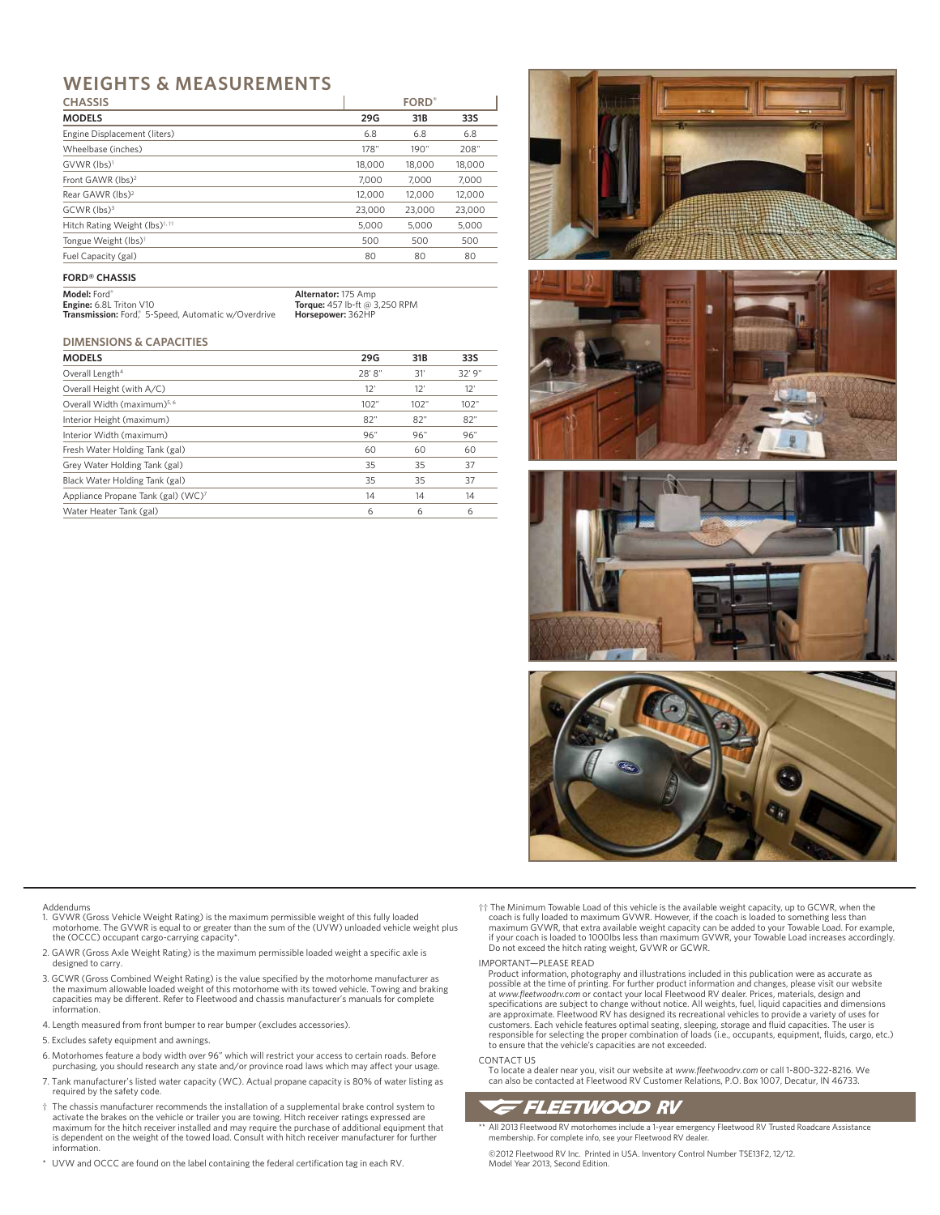# WEIGHTS & MEASUREMENTS

| CHASSIS | FORD® | | |
|---|---|---|---|
| MODELS | 29G | 31B | 33S |
| Engine Displacement (liters) | 6.8 | 6.8 | 6.8 |
| Wheelbase (inches) | 178" | 190" | 208" |
| GVWR (lbs)[1] | 18,000 | 18,000 | 18,000 |
| Front GAWR (lbs)[2] | 7,000 | 7,000 | 7,000 |
| Rear GAWR (lbs)[2] | 12,000 | 12,000 | 12,000 |
| GCWR (lbs)[3] | 23,000 | 23,000 | 23,000 |
| Hitch Rating Weight (lbs)[†, ††] | 5,000 | 5,000 | 5,000 |
| Tongue Weight (lbs)[†] | 500 | 500 | 500 |
| Fuel Capacity (gal) | 80 | 80 | 80 |

## FORD® CHASSIS

**Model:** Ford®
**Engine:** 6.8L Triton V10
**Transmission:** Ford®, 5-Speed, Automatic w/Overdrive
**Alternator:** 175 Amp
**Torque:** 457 lb-ft @ 3,250 RPM
**Horsepower:** 362HP

## DIMENSIONS & CAPACITIES

| MODELS | 29G | 31B | 33S |
|---|---|---|---|
| Overall Length[4] | 28' 8" | 31' | 32' 9" |
| Overall Height (with A/C) | 12' | 12' | 12' |
| Overall Width (maximum)[5, 6] | 102" | 102" | 102" |
| Interior Height (maximum) | 82" | 82" | 82" |
| Interior Width (maximum) | 96" | 96" | 96" |
| Fresh Water Holding Tank (gal) | 60 | 60 | 60 |
| Grey Water Holding Tank (gal) | 35 | 35 | 37 |
| Black Water Holding Tank (gal) | 35 | 35 | 37 |
| Appliance Propane Tank (gal) (WC)[7] | 14 | 14 | 14 |
| Water Heater Tank (gal) | 6 | 6 | 6 |

Addendums

1. GVWR (Gross Vehicle Weight Rating) is the maximum permissible weight of this fully loaded motorhome. The GVWR is equal to or greater than the sum of the (UVW) unloaded vehicle weight plus the (OCCC) occupant cargo-carrying capacity*.
2. GAWR (Gross Axle Weight Rating) is the maximum permissible loaded weight a specific axle is designed to carry.
3. GCWR (Gross Combined Weight Rating) is the value specified by the motorhome manufacturer as the maximum allowable loaded weight of this motorhome with its towed vehicle. Towing and braking capacities may be different. Refer to Fleetwood and chassis manufacturer's manuals for complete information.
4. Length measured from front bumper to rear bumper (excludes accessories).
5. Excludes safety equipment and awnings.
6. Motorhomes feature a body width over 96" which will restrict your access to certain roads. Before purchasing, you should research any state and/or province road laws which may affect your usage.
7. Tank manufacturer's listed water capacity (WC). Actual propane capacity is 80% of water listing as required by the safety code.

† The chassis manufacturer recommends the installation of a supplemental brake control system to activate the brakes on the vehicle or trailer you are towing. Hitch receiver ratings expressed are maximum for the hitch receiver installed and may require the purchase of additional equipment that is dependent on the weight of the towed load. Consult with hitch receiver manufacturer for further information.

* UVW and OCCC are found on the label containing the federal certification tag in each RV.

†† The Minimum Towable Load of this vehicle is the available weight capacity, up to GCWR, when the coach is fully loaded to maximum GVWR. However, if the coach is loaded to something less than maximum GVWR, that extra available weight capacity can be added to your Towable Load. For example, if your coach is loaded to 1000lbs less than maximum GVWR, your Towable Load increases accordingly. Do not exceed the hitch rating weight, GVWR or GCWR.

IMPORTANT—PLEASE READ

Product information, photography and illustrations included in this publication were as accurate as possible at the time of printing. For further product information and changes, please visit our website at *www.fleetwoodrv.com* or contact your local Fleetwood RV dealer. Prices, materials, design and specifications are subject to change without notice. All weights, fuel, liquid capacities and dimensions are approximate. Fleetwood RV has designed its recreational vehicles to provide a variety of uses for customers. Each vehicle features optimal seating, sleeping, storage and fluid capacities. The user is responsible for selecting the proper combination of loads (i.e., occupants, equipment, fluids, cargo, etc.) to ensure that the vehicle's capacities are not exceeded.

CONTACT US

To locate a dealer near you, visit our website at *www.fleetwoodrv.com* or call 1-800-322-8216. We can also be contacted at Fleetwood RV Customer Relations, P.O. Box 1007, Decatur, IN 46733.

FLEETWOOD RV

** All 2013 Fleetwood RV motorhomes include a 1-year emergency Fleetwood RV Trusted Roadcare Assistance membership. For complete info, see your Fleetwood RV dealer.

©2012 Fleetwood RV Inc. Printed in USA. Inventory Control Number TSE13F2, 12/12.
Model Year 2013, Second Edition.